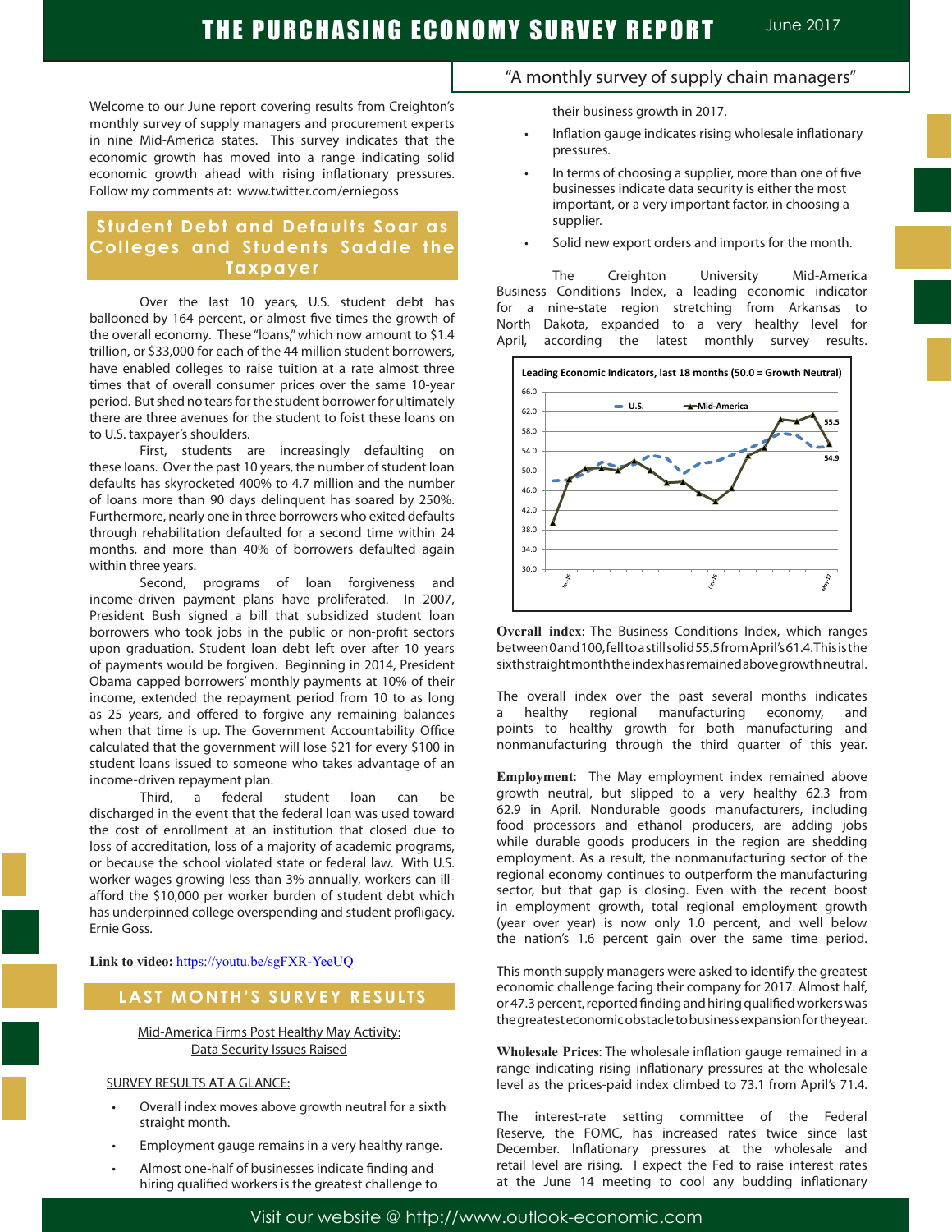# THE PURCHASING ECONOMY SURVEY REPORT

June 2017

"A monthly survey of supply chain managers"

Welcome to our June report covering results from Creighton's monthly survey of supply managers and procurement experts in nine Mid-America states. This survey indicates that the economic growth has moved into a range indicating solid economic growth ahead with rising inflationary pressures. Follow my comments at: www.twitter.com/erniegoss

## Student Debt and Defaults Soar as Colleges and Students Saddle the Taxpayer

Over the last 10 years, U.S. student debt has ballooned by 164 percent, or almost five times the growth of the overall economy. These "loans," which now amount to $1.4 trillion, or $33,000 for each of the 44 million student borrowers, have enabled colleges to raise tuition at a rate almost three times that of overall consumer prices over the same 10-year period. But shed no tears for the student borrower for ultimately there are three avenues for the student to foist these loans on to U.S. taxpayer's shoulders.

First, students are increasingly defaulting on these loans. Over the past 10 years, the number of student loan defaults has skyrocketed 400% to 4.7 million and the number of loans more than 90 days delinquent has soared by 250%. Furthermore, nearly one in three borrowers who exited defaults through rehabilitation defaulted for a second time within 24 months, and more than 40% of borrowers defaulted again within three years.

Second, programs of loan forgiveness and income-driven payment plans have proliferated. In 2007, President Bush signed a bill that subsidized student loan borrowers who took jobs in the public or non-profit sectors upon graduation. Student loan debt left over after 10 years of payments would be forgiven. Beginning in 2014, President Obama capped borrowers' monthly payments at 10% of their income, extended the repayment period from 10 to as long as 25 years, and offered to forgive any remaining balances when that time is up. The Government Accountability Office calculated that the government will lose $21 for every $100 in student loans issued to someone who takes advantage of an income-driven repayment plan.

Third, a federal student loan can be discharged in the event that the federal loan was used toward the cost of enrollment at an institution that closed due to loss of accreditation, loss of a majority of academic programs, or because the school violated state or federal law. With U.S. worker wages growing less than 3% annually, workers can ill-afford the $10,000 per worker burden of student debt which has underpinned college overspending and student profligacy. Ernie Goss.

**Link to video:** https://youtu.be/sgFXR-YeeUQ

## LAST MONTH'S SURVEY RESULTS

Mid-America Firms Post Healthy May Activity:
Data Security Issues Raised

SURVEY RESULTS AT A GLANCE:

- Overall index moves above growth neutral for a sixth straight month.
- Employment gauge remains in a very healthy range.
- Almost one-half of businesses indicate finding and hiring qualified workers is the greatest challenge to their business growth in 2017.
- Inflation gauge indicates rising wholesale inflationary pressures.
- In terms of choosing a supplier, more than one of five businesses indicate data security is either the most important, or a very important factor, in choosing a supplier.
- Solid new export orders and imports for the month.

The Creighton University Mid-America Business Conditions Index, a leading economic indicator for a nine-state region stretching from Arkansas to North Dakota, expanded to a very healthy level for April, according the latest monthly survey results.

**Leading Economic Indicators, last 18 months (50.0 = Growth Neutral)**

(Chart: U.S. and Mid-America series, Jan-16 to May-17; y-axis 30.0–66.0; end values 55.5 and 54.9)

**Overall index**: The Business Conditions Index, which ranges between 0 and 100, fell to a still solid 55.5 from April's 61.4. This is the sixth straight month the index has remained above growth neutral.

The overall index over the past several months indicates a healthy regional manufacturing economy, and points to healthy growth for both manufacturing and nonmanufacturing through the third quarter of this year.

**Employment**: The May employment index remained above growth neutral, but slipped to a very healthy 62.3 from 62.9 in April. Nondurable goods manufacturers, including food processors and ethanol producers, are adding jobs while durable goods producers in the region are shedding employment. As a result, the nonmanufacturing sector of the regional economy continues to outperform the manufacturing sector, but that gap is closing. Even with the recent boost in employment growth, total regional employment growth (year over year) is now only 1.0 percent, and well below the nation's 1.6 percent gain over the same time period.

This month supply managers were asked to identify the greatest economic challenge facing their company for 2017. Almost half, or 47.3 percent, reported finding and hiring qualified workers was the greatest economic obstacle to business expansion for the year.

**Wholesale Prices**: The wholesale inflation gauge remained in a range indicating rising inflationary pressures at the wholesale level as the prices-paid index climbed to 73.1 from April's 71.4.

The interest-rate setting committee of the Federal Reserve, the FOMC, has increased rates twice since last December. Inflationary pressures at the wholesale and retail level are rising. I expect the Fed to raise interest rates at the June 14 meeting to cool any budding inflationary

Visit our website @ http://www.outlook-economic.com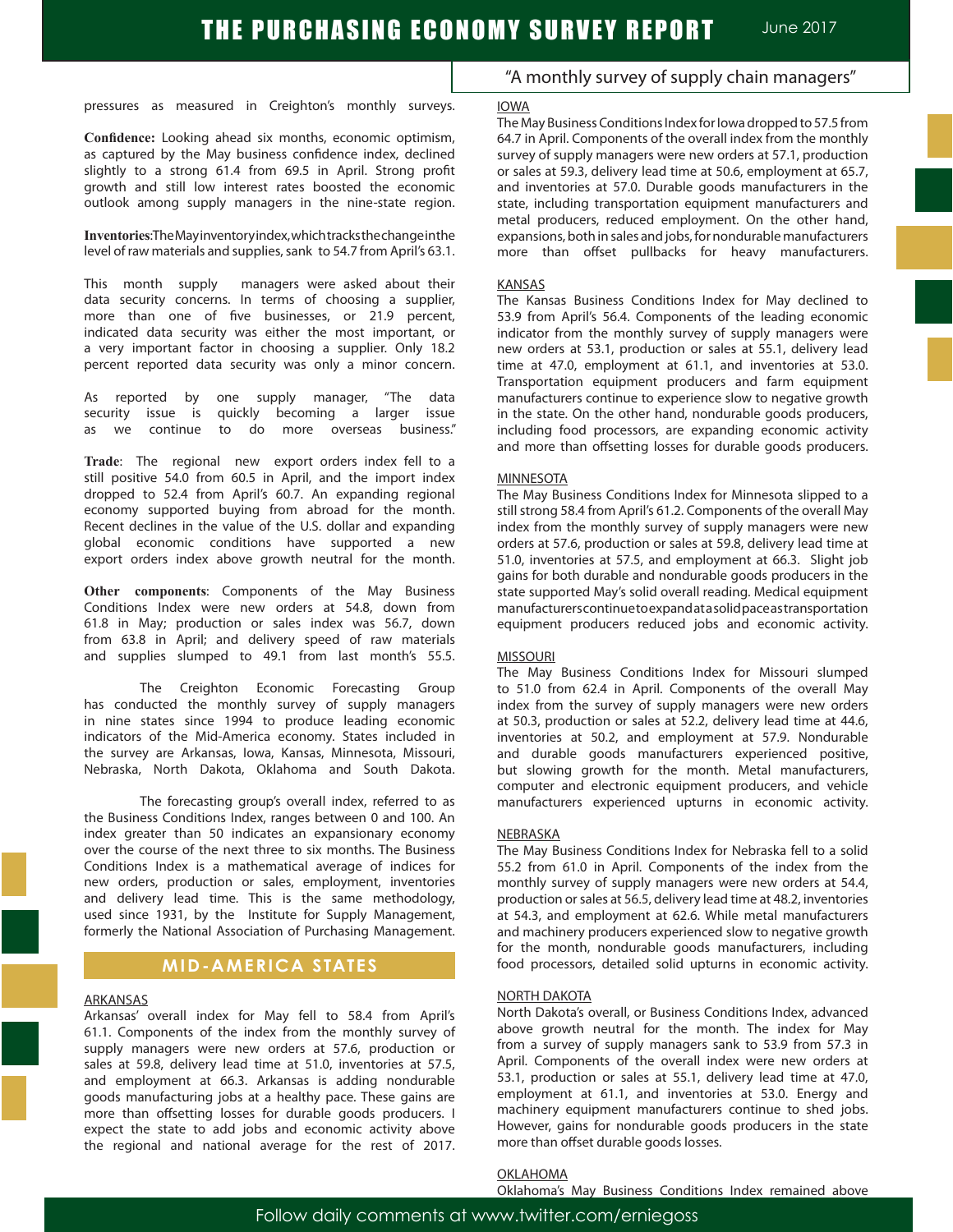pressures as measured in Creighton's monthly surveys.

**Confidence:** Looking ahead six months, economic optimism, as captured by the May business confidence index, declined slightly to a strong 61.4 from 69.5 in April. Strong profit growth and still low interest rates boosted the economic outlook among supply managers in the nine-state region.

**Inventories**: The May inventory index, which tracks the change in the level of raw materials and supplies, sank to 54.7 from April's 63.1.

This month supply managers were asked about their data security concerns. In terms of choosing a supplier, more than one of five businesses, or 21.9 percent, indicated data security was either the most important, or a very important factor in choosing a supplier. Only 18.2 percent reported data security was only a minor concern.

As reported by one supply manager, "The data security issue is quickly becoming a larger issue as we continue to do more overseas business."

**Trade**: The regional new export orders index fell to a still positive 54.0 from 60.5 in April, and the import index dropped to 52.4 from April's 60.7. An expanding regional economy supported buying from abroad for the month. Recent declines in the value of the U.S. dollar and expanding global economic conditions have supported a new export orders index above growth neutral for the month.

**Other components**: Components of the May Business Conditions Index were new orders at 54.8, down from 61.8 in May; production or sales index was 56.7, down from 63.8 in April; and delivery speed of raw materials and supplies slumped to 49.1 from last month's 55.5.

The Creighton Economic Forecasting Group has conducted the monthly survey of supply managers in nine states since 1994 to produce leading economic indicators of the Mid-America economy. States included in the survey are Arkansas, Iowa, Kansas, Minnesota, Missouri, Nebraska, North Dakota, Oklahoma and South Dakota.

The forecasting group's overall index, referred to as the Business Conditions Index, ranges between 0 and 100. An index greater than 50 indicates an expansionary economy over the course of the next three to six months. The Business Conditions Index is a mathematical average of indices for new orders, production or sales, employment, inventories and delivery lead time. This is the same methodology, used since 1931, by the Institute for Supply Management, formerly the National Association of Purchasing Management.

## MID-AMERICA STATES

### ARKANSAS

Arkansas' overall index for May fell to 58.4 from April's 61.1. Components of the index from the monthly survey of supply managers were new orders at 57.6, production or sales at 59.8, delivery lead time at 51.0, inventories at 57.5, and employment at 66.3. Arkansas is adding nondurable goods manufacturing jobs at a healthy pace. These gains are more than offsetting losses for durable goods producers. I expect the state to add jobs and economic activity above the regional and national average for the rest of 2017.

### IOWA

The May Business Conditions Index for Iowa dropped to 57.5 from 64.7 in April. Components of the overall index from the monthly survey of supply managers were new orders at 57.1, production or sales at 59.3, delivery lead time at 50.6, employment at 65.7, and inventories at 57.0. Durable goods manufacturers in the state, including transportation equipment manufacturers and metal producers, reduced employment. On the other hand, expansions, both in sales and jobs, for nondurable manufacturers more than offset pullbacks for heavy manufacturers.

### KANSAS

The Kansas Business Conditions Index for May declined to 53.9 from April's 56.4. Components of the leading economic indicator from the monthly survey of supply managers were new orders at 53.1, production or sales at 55.1, delivery lead time at 47.0, employment at 61.1, and inventories at 53.0. Transportation equipment producers and farm equipment manufacturers continue to experience slow to negative growth in the state. On the other hand, nondurable goods producers, including food processors, are expanding economic activity and more than offsetting losses for durable goods producers.

### MINNESOTA

The May Business Conditions Index for Minnesota slipped to a still strong 58.4 from April's 61.2. Components of the overall May index from the monthly survey of supply managers were new orders at 57.6, production or sales at 59.8, delivery lead time at 51.0, inventories at 57.5, and employment at 66.3. Slight job gains for both durable and nondurable goods producers in the state supported May's solid overall reading. Medical equipment manufacturers continue to expand at a solid pace as transportation equipment producers reduced jobs and economic activity.

### MISSOURI

The May Business Conditions Index for Missouri slumped to 51.0 from 62.4 in April. Components of the overall May index from the survey of supply managers were new orders at 50.3, production or sales at 52.2, delivery lead time at 44.6, inventories at 50.2, and employment at 57.9. Nondurable and durable goods manufacturers experienced positive, but slowing growth for the month. Metal manufacturers, computer and electronic equipment producers, and vehicle manufacturers experienced upturns in economic activity.

### NEBRASKA

The May Business Conditions Index for Nebraska fell to a solid 55.2 from 61.0 in April. Components of the index from the monthly survey of supply managers were new orders at 54.4, production or sales at 56.5, delivery lead time at 48.2, inventories at 54.3, and employment at 62.6. While metal manufacturers and machinery producers experienced slow to negative growth for the month, nondurable goods manufacturers, including food processors, detailed solid upturns in economic activity.

### NORTH DAKOTA

North Dakota's overall, or Business Conditions Index, advanced above growth neutral for the month. The index for May from a survey of supply managers sank to 53.9 from 57.3 in April. Components of the overall index were new orders at 53.1, production or sales at 55.1, delivery lead time at 47.0, employment at 61.1, and inventories at 53.0. Energy and machinery equipment manufacturers continue to shed jobs. However, gains for nondurable goods producers in the state more than offset durable goods losses.

### OKLAHOMA

Oklahoma's May Business Conditions Index remained above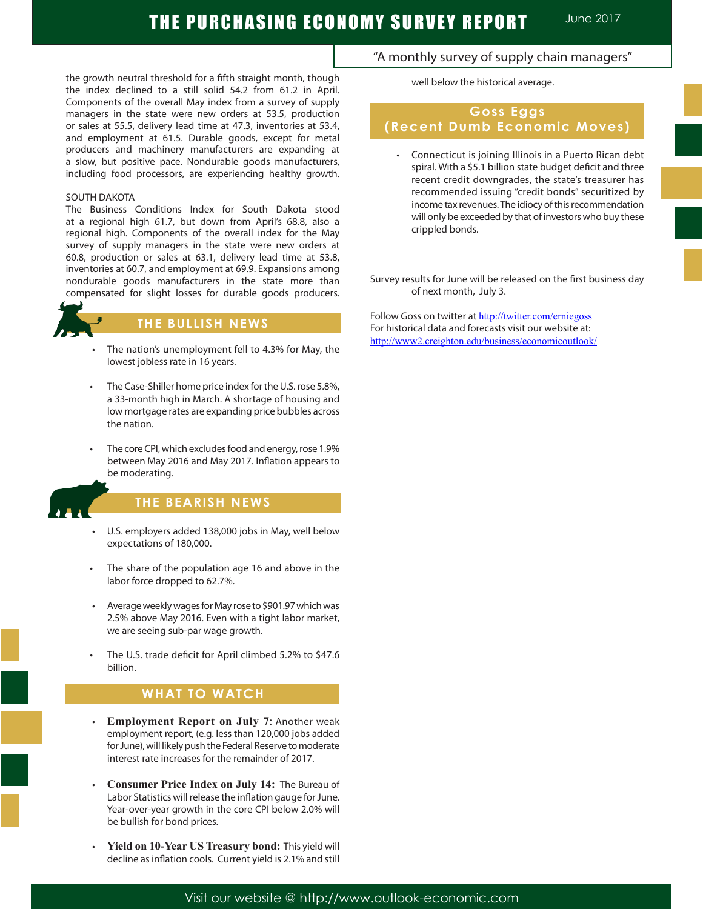the growth neutral threshold for a fifth straight month, though the index declined to a still solid 54.2 from 61.2 in April. Components of the overall May index from a survey of supply managers in the state were new orders at 53.5, production or sales at 55.5, delivery lead time at 47.3, inventories at 53.4, and employment at 61.5. Durable goods, except for metal producers and machinery manufacturers are expanding at a slow, but positive pace. Nondurable goods manufacturers, including food processors, are experiencing healthy growth.

SOUTH DAKOTA

The Business Conditions Index for South Dakota stood at a regional high 61.7, but down from April's 68.8, also a regional high. Components of the overall index for the May survey of supply managers in the state were new orders at 60.8, production or sales at 63.1, delivery lead time at 53.8, inventories at 60.7, and employment at 69.9. Expansions among nondurable goods manufacturers in the state more than compensated for slight losses for durable goods producers.

## THE BULLISH NEWS

- The nation's unemployment fell to 4.3% for May, the lowest jobless rate in 16 years.
- The Case-Shiller home price index for the U.S. rose 5.8%, a 33-month high in March. A shortage of housing and low mortgage rates are expanding price bubbles across the nation.
- The core CPI, which excludes food and energy, rose 1.9% between May 2016 and May 2017. Inflation appears to be moderating.

## THE BEARISH NEWS

- U.S. employers added 138,000 jobs in May, well below expectations of 180,000.
- The share of the population age 16 and above in the labor force dropped to 62.7%.
- Average weekly wages for May rose to $901.97 which was 2.5% above May 2016. Even with a tight labor market, we are seeing sub-par wage growth.
- The U.S. trade deficit for April climbed 5.2% to $47.6 billion.

## WHAT TO WATCH

- **Employment Report on July 7**: Another weak employment report, (e.g. less than 120,000 jobs added for June), will likely push the Federal Reserve to moderate interest rate increases for the remainder of 2017.
- **Consumer Price Index on July 14:** The Bureau of Labor Statistics will release the inflation gauge for June. Year-over-year growth in the core CPI below 2.0% will be bullish for bond prices.
- **Yield on 10-Year US Treasury bond:** This yield will decline as inflation cools. Current yield is 2.1% and still well below the historical average.

## Goss Eggs (Recent Dumb Economic Moves)

- Connecticut is joining Illinois in a Puerto Rican debt spiral. With a $5.1 billion state budget deficit and three recent credit downgrades, the state's treasurer has recommended issuing "credit bonds" securitized by income tax revenues. The idiocy of this recommendation will only be exceeded by that of investors who buy these crippled bonds.

Survey results for June will be released on the first business day of next month, July 3.

Follow Goss on twitter at http://twitter.com/erniegoss
For historical data and forecasts visit our website at:
http://www2.creighton.edu/business/economicoutlook/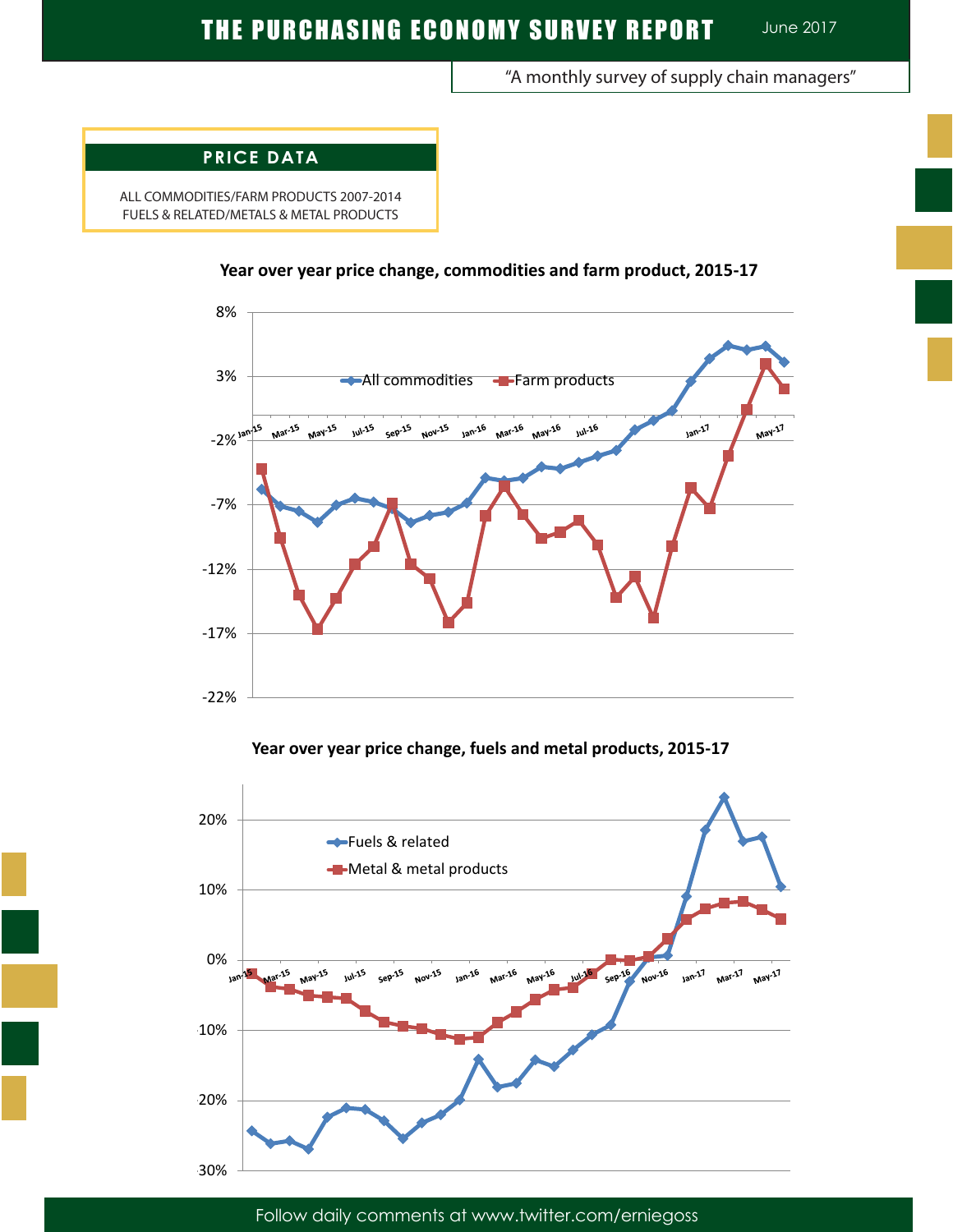# THE PURCHASING ECONOMY SURVEY REPORT

June 2017

"A monthly survey of supply chain managers"

## PRICE DATA

ALL COMMODITIES/FARM PRODUCTS 2007-2014
FUELS & RELATED/METALS & METAL PRODUCTS

**Year over year price change, commodities and farm product, 2015-17**

8%
3%
-2%
-7%
-12%
-17%
-22%

Jan-15 Mar-15 May-15 Jul-15 Sep-15 Nov-15 Jan-16 Mar-16 May-16 Jul-16 Jan-17 May-17

All commodities
Farm products

**Year over year price change, fuels and metal products, 2015-17**

20%
10%
0%
10%
20%
30%

Jan-15 Mar-15 May-15 Jul-15 Sep-15 Nov-15 Jan-16 Mar-16 May-16 Jul-16 Sep-16 Nov-16 Jan-17 Mar-17 May-17

Fuels & related
Metal & metal products

Follow daily comments at www.twitter.com/erniegoss